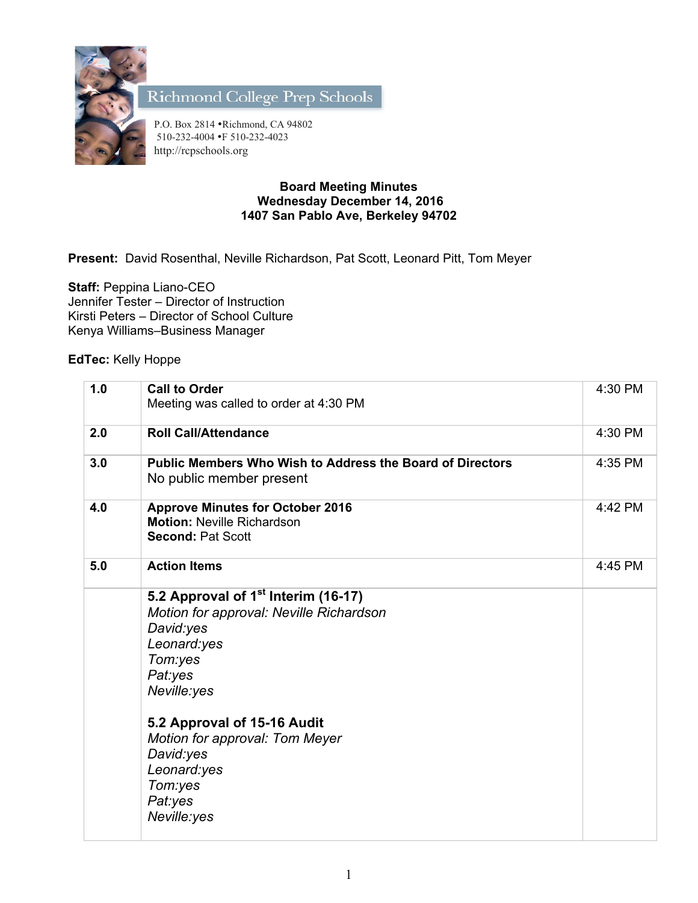Richmond College Prep Schools

P.O. Box 2814 •Richmond, CA 94802
510-232-4004 •F 510-232-4023
http://rcpschools.org

**Board Meeting Minutes**
**Wednesday December 14, 2016**
**1407 San Pablo Ave, Berkeley 94702**

**Present:** David Rosenthal, Neville Richardson, Pat Scott, Leonard Pitt, Tom Meyer

**Staff:** Peppina Liano-CEO
Jennifer Tester – Director of Instruction
Kirsti Peters – Director of School Culture
Kenya Williams–Business Manager

**EdTec:** Kelly Hoppe

| | | |
|---|---|---|
| 1.0 | **Call to Order**<br>Meeting was called to order at 4:30 PM | 4:30 PM |
| 2.0 | **Roll Call/Attendance** | 4:30 PM |
| 3.0 | **Public Members Who Wish to Address the Board of Directors**<br>No public member present | 4:35 PM |
| 4.0 | **Approve Minutes for October 2016**<br>**Motion:** Neville Richardson<br>**Second:** Pat Scott | 4:42 PM |
| 5.0 | **Action Items** | 4:45 PM |
| | **5.2 Approval of 1st Interim (16-17)**<br>*Motion for approval: Neville Richardson*<br>*David:yes*<br>*Leonard:yes*<br>*Tom:yes*<br>*Pat:yes*<br>*Neville:yes*<br><br>**5.2 Approval of 15-16 Audit**<br>*Motion for approval: Tom Meyer*<br>*David:yes*<br>*Leonard:yes*<br>*Tom:yes*<br>*Pat:yes*<br>*Neville:yes* | |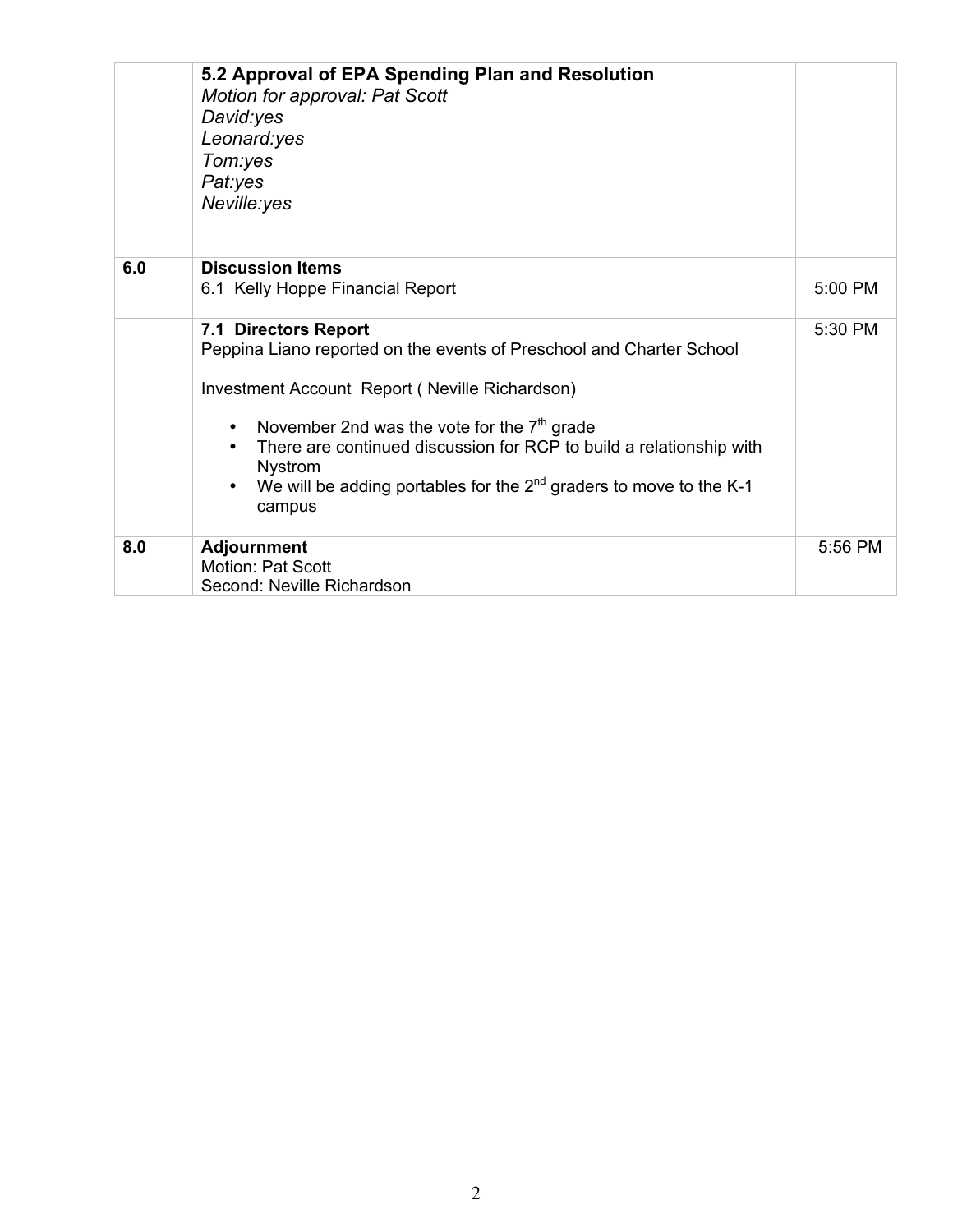| | | |
|---|---|---|
| | **5.2 Approval of EPA Spending Plan and Resolution**<br>*Motion for approval: Pat Scott*<br>*David:yes*<br>*Leonard:yes*<br>*Tom:yes*<br>*Pat:yes*<br>*Neville:yes* | |
| **6.0** | **Discussion Items** | |
| | 6.1 Kelly Hoppe Financial Report | 5:00 PM |
| | **7.1 Directors Report**<br>Peppina Liano reported on the events of Preschool and Charter School<br><br>Investment Account Report ( Neville Richardson)<br><br>• November 2nd was the vote for the 7th grade<br>• There are continued discussion for RCP to build a relationship with Nystrom<br>• We will be adding portables for the 2nd graders to move to the K-1 campus | 5:30 PM |
| **8.0** | **Adjournment**<br>Motion: Pat Scott<br>Second: Neville Richardson | 5:56 PM |